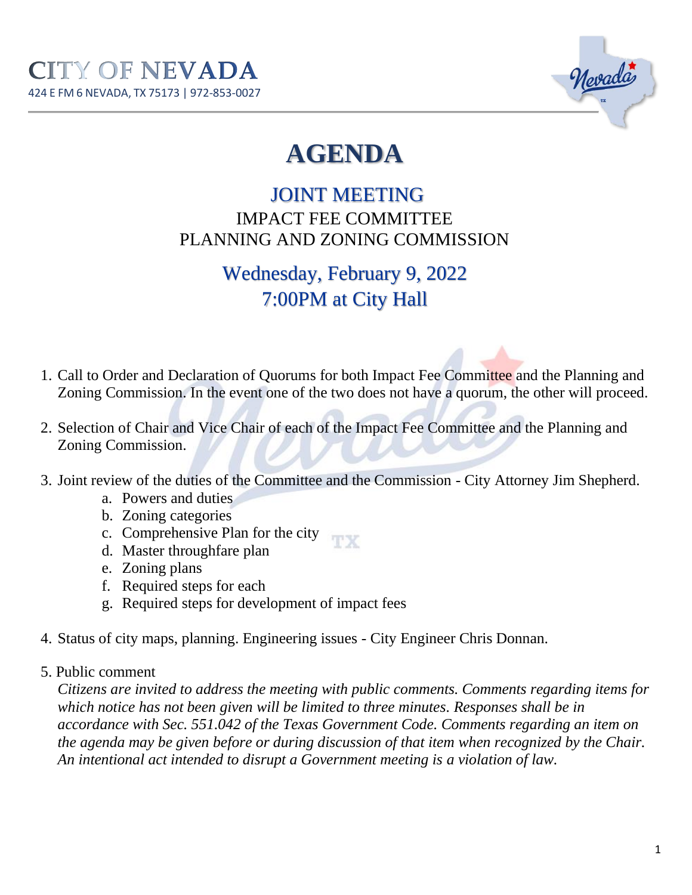# CITY OF NEVADA

424 E FM 6 NEVADA, TX 75173 | 972-853-0027

# AGENDA

## JOINT MEETING

### IMPACT FEE COMMITTEE
### PLANNING AND ZONING COMMISSION

## Wednesday, February 9, 2022
## 7:00PM at City Hall

1. Call to Order and Declaration of Quorums for both Impact Fee Committee and the Planning and Zoning Commission. In the event one of the two does not have a quorum, the other will proceed.

2. Selection of Chair and Vice Chair of each of the Impact Fee Committee and the Planning and Zoning Commission.

3. Joint review of the duties of the Committee and the Commission - City Attorney Jim Shepherd.
   a. Powers and duties
   b. Zoning categories
   c. Comprehensive Plan for the city
   d. Master throughfare plan
   e. Zoning plans
   f. Required steps for each
   g. Required steps for development of impact fees

4. Status of city maps, planning. Engineering issues - City Engineer Chris Donnan.

5. Public comment

   *Citizens are invited to address the meeting with public comments. Comments regarding items for which notice has not been given will be limited to three minutes. Responses shall be in accordance with Sec. 551.042 of the Texas Government Code. Comments regarding an item on the agenda may be given before or during discussion of that item when recognized by the Chair. An intentional act intended to disrupt a Government meeting is a violation of law.*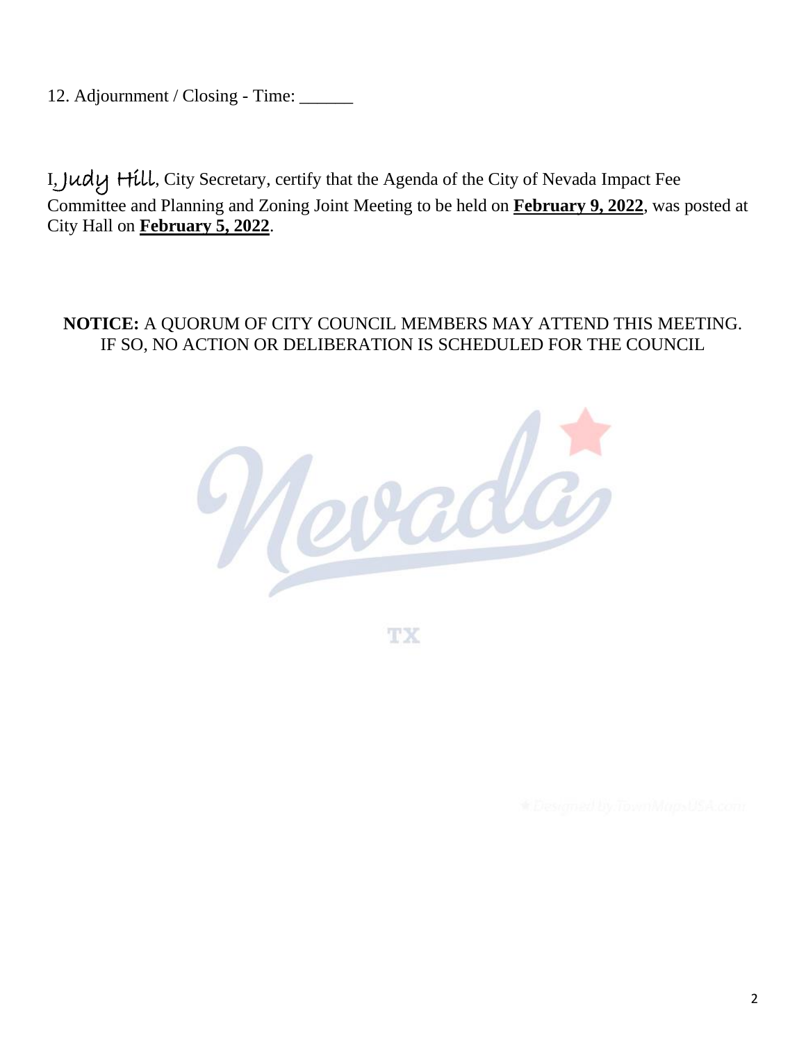12. Adjournment / Closing - Time: ______

I, Judy Hill, City Secretary, certify that the Agenda of the City of Nevada Impact Fee Committee and Planning and Zoning Joint Meeting to be held on **February 9, 2022**, was posted at City Hall on **February 5, 2022**.

**NOTICE:** A QUORUM OF CITY COUNCIL MEMBERS MAY ATTEND THIS MEETING. IF SO, NO ACTION OR DELIBERATION IS SCHEDULED FOR THE COUNCIL